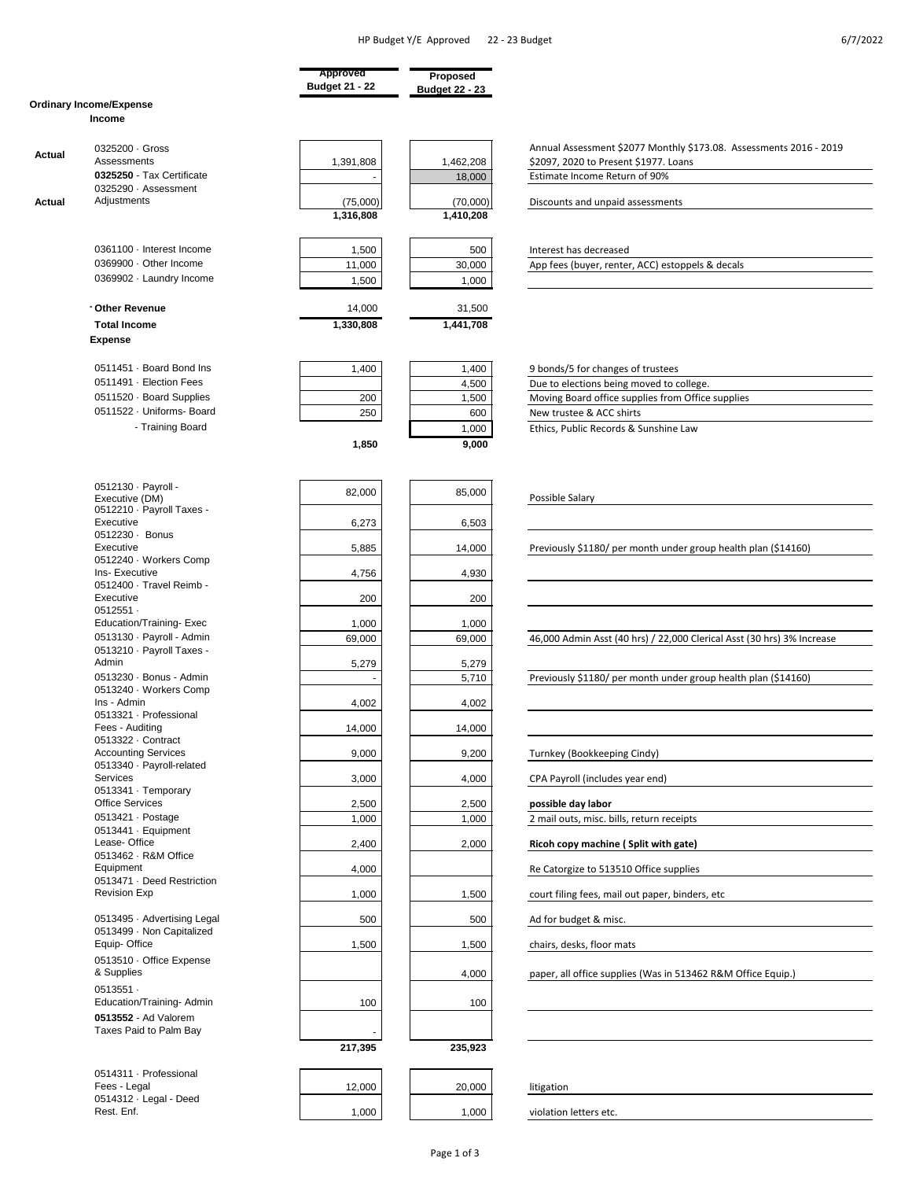HP Budget Y/E Approved 22 - 23 Budget

6/7/2022

| | Account | Approved Budget 21 - 22 | Proposed Budget 22 - 23 | Notes |
|---|---|---|---|---|
| | **Ordinary Income/Expense** | | | |
| | **Income** | | | |
| Actual | 0325200 · Gross Assessments | 1,391,808 | 1,462,208 | Annual Assessment $2077 Monthly $173.08. Assessments 2016 - 2019 $2097, 2020 to Present $1977. Loans |
| | **0325250** - Tax Certificate | - | 18,000 | Estimate Income Return of 90% |
| Actual | 0325290 · Assessment Adjustments | (75,000) | (70,000) | Discounts and unpaid assessments |
| | | **1,316,808** | **1,410,208** | |
| | 0361100 · Interest Income | 1,500 | 500 | Interest has decreased |
| | 0369900 · Other Income | 11,000 | 30,000 | App fees (buyer, renter, ACC) estoppels & decals |
| | 0369902 · Laundry Income | 1,500 | 1,000 | |
| | **Other Revenue** | 14,000 | 31,500 | |
| | **Total Income** | **1,330,808** | **1,441,708** | |
| | **Expense** | | | |
| | 0511451 · Board Bond Ins | 1,400 | 1,400 | 9 bonds/5 for changes of trustees |
| | 0511491 · Election Fees | | 4,500 | Due to elections being moved to college. |
| | 0511520 · Board Supplies | 200 | 1,500 | Moving Board office supplies from Office supplies |
| | 0511522 · Uniforms- Board | 250 | 600 | New trustee & ACC shirts |
| | - Training Board | | 1,000 | Ethics, Public Records & Sunshine Law |
| | | **1,850** | **9,000** | |
| | 0512130 · Payroll - Executive (DM) | 82,000 | 85,000 | Possible Salary |
| | 0512210 · Payroll Taxes - Executive | 6,273 | 6,503 | |
| | 0512230 · Bonus Executive | 5,885 | 14,000 | Previously $1180/ per month under group health plan ($14160) |
| | 0512240 · Workers Comp Ins- Executive | 4,756 | 4,930 | |
| | 0512400 · Travel Reimb - Executive | 200 | 200 | |
| | 0512551 · Education/Training- Exec | 1,000 | 1,000 | |
| | 0513130 · Payroll - Admin | 69,000 | 69,000 | 46,000 Admin Asst (40 hrs) / 22,000 Clerical Asst (30 hrs) 3% Increase |
| | 0513210 · Payroll Taxes - Admin | 5,279 | 5,279 | |
| | 0513230 · Bonus - Admin | - | 5,710 | Previously $1180/ per month under group health plan ($14160) |
| | 0513240 · Workers Comp Ins - Admin | 4,002 | 4,002 | |
| | 0513321 · Professional Fees - Auditing | 14,000 | 14,000 | |
| | 0513322 · Contract Accounting Services | 9,000 | 9,200 | Turnkey (Bookkeeping Cindy) |
| | 0513340 · Payroll-related Services | 3,000 | 4,000 | CPA Payroll (includes year end) |
| | 0513341 · Temporary Office Services | 2,500 | 2,500 | **possible day labor** |
| | 0513421 · Postage | 1,000 | 1,000 | 2 mail outs, misc. bills, return receipts |
| | 0513441 · Equipment Lease- Office | 2,400 | 2,000 | **Ricoh copy machine ( Split with gate)** |
| | 0513462 · R&M Office Equipment | 4,000 | | Re Catorgize to 513510 Office supplies |
| | 0513471 · Deed Restriction Revision Exp | 1,000 | 1,500 | court filing fees, mail out paper, binders, etc |
| | 0513495 · Advertising Legal | 500 | 500 | Ad for budget & misc. |
| | 0513499 · Non Capitalized Equip- Office | 1,500 | 1,500 | chairs, desks, floor mats |
| | 0513510 · Office Expense & Supplies | | 4,000 | paper, all office supplies (Was in 513462 R&M Office Equip.) |
| | 0513551 · Education/Training- Admin | 100 | 100 | |
| | **0513552** - Ad Valorem Taxes Paid to Palm Bay | - | | |
| | | **217,395** | **235,923** | |
| | 0514311 · Professional Fees - Legal | 12,000 | 20,000 | litigation |
| | 0514312 · Legal - Deed Rest. Enf. | 1,000 | 1,000 | violation letters etc. |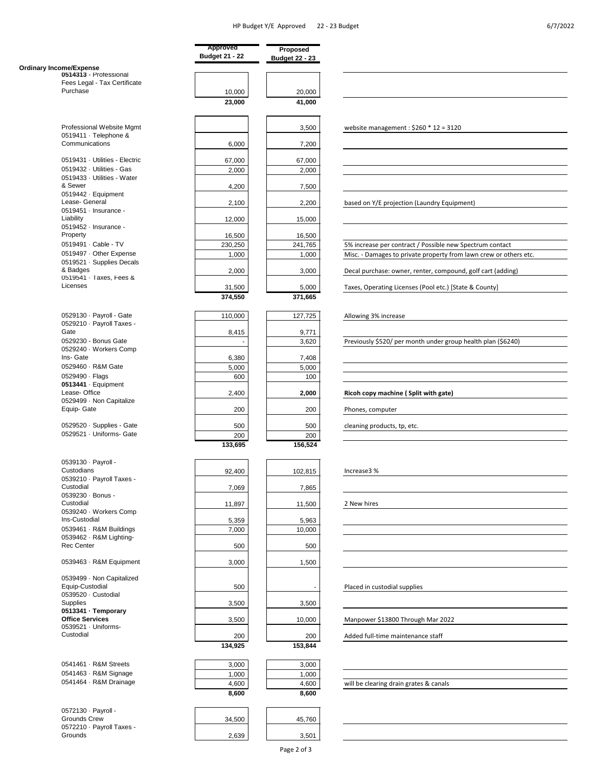**Ordinary Income/Expense**

| | Approved Budget 21 - 22 | Proposed Budget 22 - 23 | |
|---|---|---|---|
| **0514313** - Professional Fees Legal - Tax Certificate Purchase | 10,000 | 20,000 | |
| | **23,000** | **41,000** | |
| Professional Website Mgmt | | 3,500 | website management : $260 * 12 = 3120 |
| 0519411 · Telephone & Communications | 6,000 | 7,200 | |
| 0519431 · Utilities - Electric | 67,000 | 67,000 | |
| 0519432 · Utilities - Gas | 2,000 | 2,000 | |
| 0519433 · Utilities - Water & Sewer | 4,200 | 7,500 | |
| 0519442 · Equipment Lease- General | 2,100 | 2,200 | based on Y/E projection (Laundry Equipment) |
| 0519451 · Insurance - Liability | 12,000 | 15,000 | |
| 0519452 · Insurance - Property | 16,500 | 16,500 | |
| 0519491 · Cable - TV | 230,250 | 241,765 | 5% increase per contract / Possible new Spectrum contact |
| 0519497 · Other Expense | 1,000 | 1,000 | Misc. - Damages to private property from lawn crew or others etc. |
| 0519521 · Supplies Decals & Badges | 2,000 | 3,000 | Decal purchase: owner, renter, compound, golf cart (adding) |
| 0519541 · Taxes, Fees & Licenses | 31,500 | 5,000 | Taxes, Operating Licenses (Pool etc.) [State & County] |
| | **374,550** | **371,665** | |
| 0529130 · Payroll - Gate | 110,000 | 127,725 | Allowing 3% increase |
| 0529210 · Payroll Taxes - Gate | 8,415 | 9,771 | |
| 0529230 - Bonus Gate | - | 3,620 | Previously $520/ per month under group health plan ($6240) |
| 0529240 · Workers Comp Ins- Gate | 6,380 | 7,408 | |
| 0529460 · R&M Gate | 5,000 | 5,000 | |
| 0529490 · Flags | 600 | 100 | |
| **0513441** · Equipment Lease- Office | 2,400 | **2,000** | **Ricoh copy machine ( Split with gate)** |
| 0529499 · Non Capitalize Equip- Gate | 200 | 200 | Phones, computer |
| 0529520 · Supplies - Gate | 500 | 500 | cleaning products, tp, etc. |
| 0529521 · Uniforms- Gate | 200 | 200 | |
| | **133,695** | **156,524** | |
| 0539130 · Payroll - Custodians | 92,400 | 102,815 | Increase3 % |
| 0539210 · Payroll Taxes - Custodial | 7,069 | 7,865 | |
| 0539230 · Bonus - Custodial | 11,897 | 11,500 | 2 New hires |
| 0539240 · Workers Comp Ins-Custodial | 5,359 | 5,963 | |
| 0539461 · R&M Buildings | 7,000 | 10,000 | |
| 0539462 · R&M Lighting- Rec Center | 500 | 500 | |
| 0539463 · R&M Equipment | 3,000 | 1,500 | |
| 0539499 · Non Capitalized Equip-Custodial | 500 | - | Placed in custodial supplies |
| 0539520 · Custodial Supplies | 3,500 | 3,500 | |
| **0513341 · Temporary Office Services** | 3,500 | 10,000 | Manpower $13800 Through Mar 2022 |
| 0539521 · Uniforms- Custodial | 200 | 200 | Added full-time maintenance staff |
| | **134,925** | **153,844** | |
| 0541461 · R&M Streets | 3,000 | 3,000 | |
| 0541463 · R&M Signage | 1,000 | 1,000 | |
| 0541464 · R&M Drainage | 4,600 | 4,600 | will be clearing drain grates & canals |
| | **8,600** | **8,600** | |
| 0572130 · Payroll - Grounds Crew | 34,500 | 45,760 | |
| 0572210 · Payroll Taxes - Grounds | 2,639 | 3,501 | |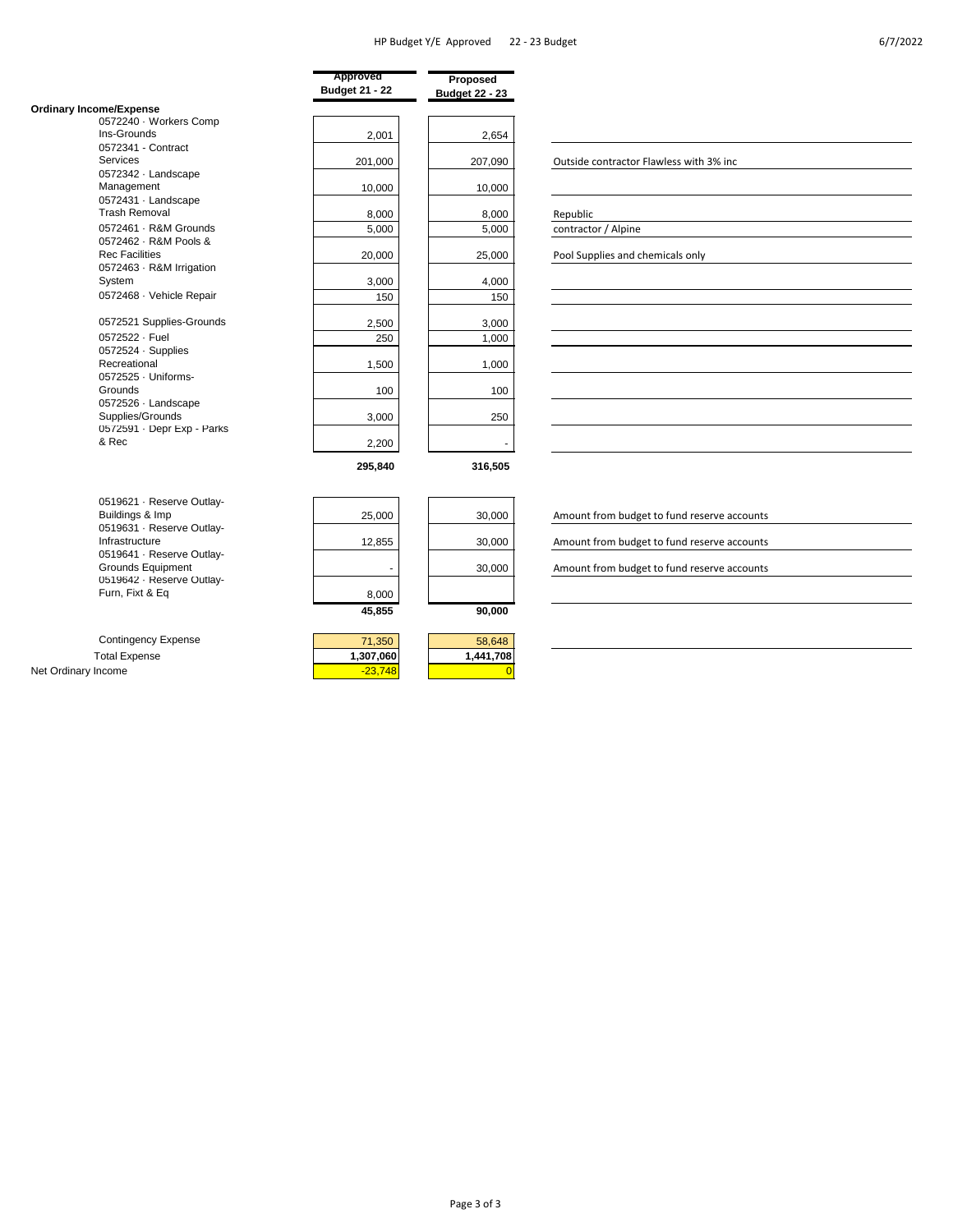| | Approved Budget 21 - 22 | Proposed Budget 22 - 23 | |
|---|---|---|---|
| **Ordinary Income/Expense** | | | |
| 0572240 · Workers Comp Ins-Grounds | 2,001 | 2,654 | |
| 0572341 - Contract Services | 201,000 | 207,090 | Outside contractor Flawless with 3% inc |
| 0572342 · Landscape Management | 10,000 | 10,000 | |
| 0572431 · Landscape Trash Removal | 8,000 | 8,000 | Republic |
| 0572461 · R&M Grounds | 5,000 | 5,000 | contractor / Alpine |
| 0572462 · R&M Pools & Rec Facilities | 20,000 | 25,000 | Pool Supplies and chemicals only |
| 0572463 · R&M Irrigation System | 3,000 | 4,000 | |
| 0572468 · Vehicle Repair | 150 | 150 | |
| 0572521 Supplies-Grounds | 2,500 | 3,000 | |
| 0572522 · Fuel | 250 | 1,000 | |
| 0572524 · Supplies Recreational | 1,500 | 1,000 | |
| 0572525 · Uniforms-Grounds | 100 | 100 | |
| 0572526 · Landscape Supplies/Grounds | 3,000 | 250 | |
| 0572591 · Depr Exp - Parks & Rec | 2,200 | - | |
| | **295,840** | **316,505** | |
| 0519621 · Reserve Outlay-Buildings & Imp | 25,000 | 30,000 | Amount from budget to fund reserve accounts |
| 0519631 · Reserve Outlay-Infrastructure | 12,855 | 30,000 | Amount from budget to fund reserve accounts |
| 0519641 · Reserve Outlay-Grounds Equipment | - | 30,000 | Amount from budget to fund reserve accounts |
| 0519642 · Reserve Outlay-Furn, Fixt & Eq | 8,000 | | |
| | **45,855** | **90,000** | |
| Contingency Expense | 71,350 | 58,648 | |
| Total Expense | **1,307,060** | **1,441,708** | |
| Net Ordinary Income | -23,748 | 0 | |